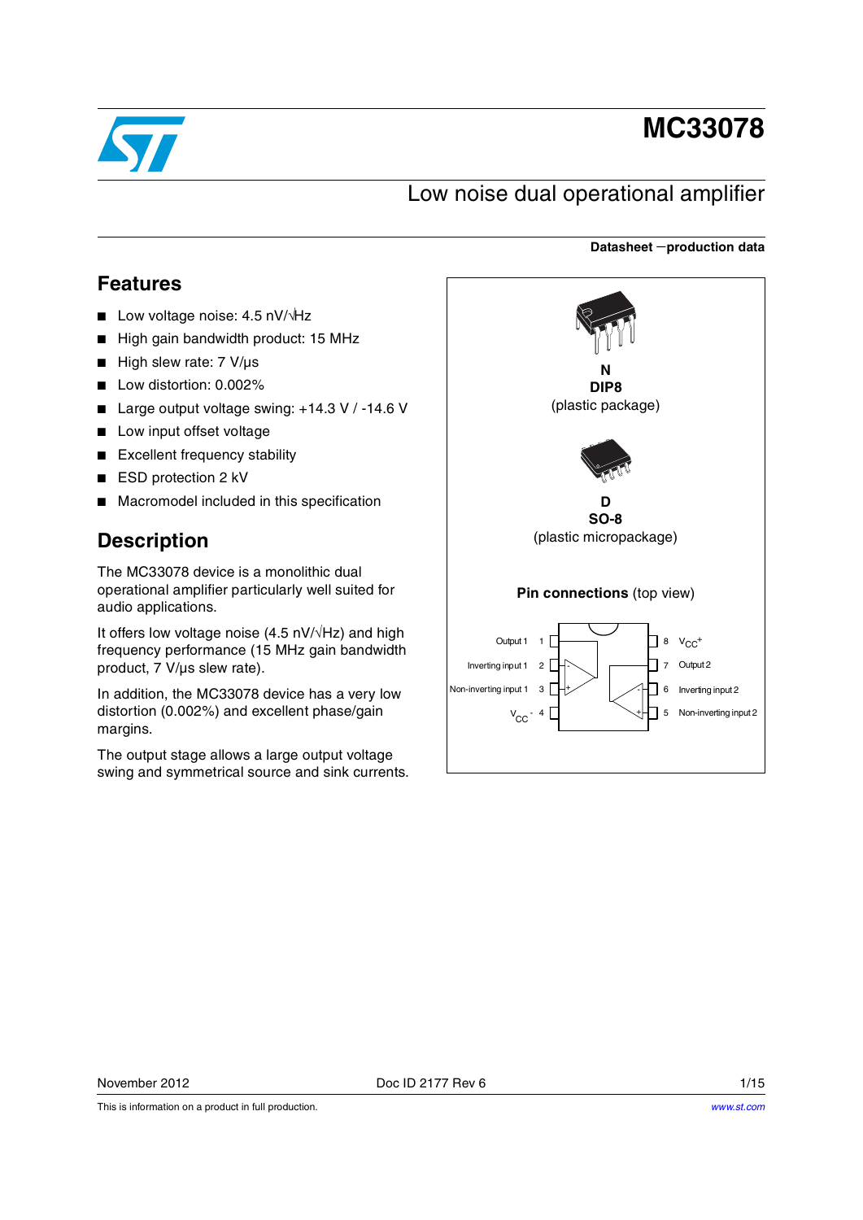# MC33078

## Low noise dual operational amplifier

**Datasheet — production data**

## Features

- Low voltage noise: 4.5 nV/√Hz
- High gain bandwidth product: 15 MHz
- High slew rate: 7 V/µs
- Low distortion: 0.002%
- Large output voltage swing: +14.3 V / -14.6 V
- Low input offset voltage
- Excellent frequency stability
- ESD protection 2 kV
- Macromodel included in this specification

**N**
**DIP8**
(plastic package)

**D**
**SO-8**
(plastic micropackage)

**Pin connections** (top view)

| Pin | Function | Pin | Function |
|---|---|---|---|
| 1 | Output 1 | 8 | $V_{CC}^{+}$ |
| 2 | Inverting input 1 | 7 | Output 2 |
| 3 | Non-inverting input 1 | 6 | Inverting input 2 |
| 4 | $V_{CC}^{-}$ | 5 | Non-inverting input 2 |

## Description

The MC33078 device is a monolithic dual operational amplifier particularly well suited for audio applications.

It offers low voltage noise (4.5 nV/√Hz) and high frequency performance (15 MHz gain bandwidth product, 7 V/µs slew rate).

In addition, the MC33078 device has a very low distortion (0.002%) and excellent phase/gain margins.

The output stage allows a large output voltage swing and symmetrical source and sink currents.

November 2012 Doc ID 2177 Rev 6

This is information on a product in full production.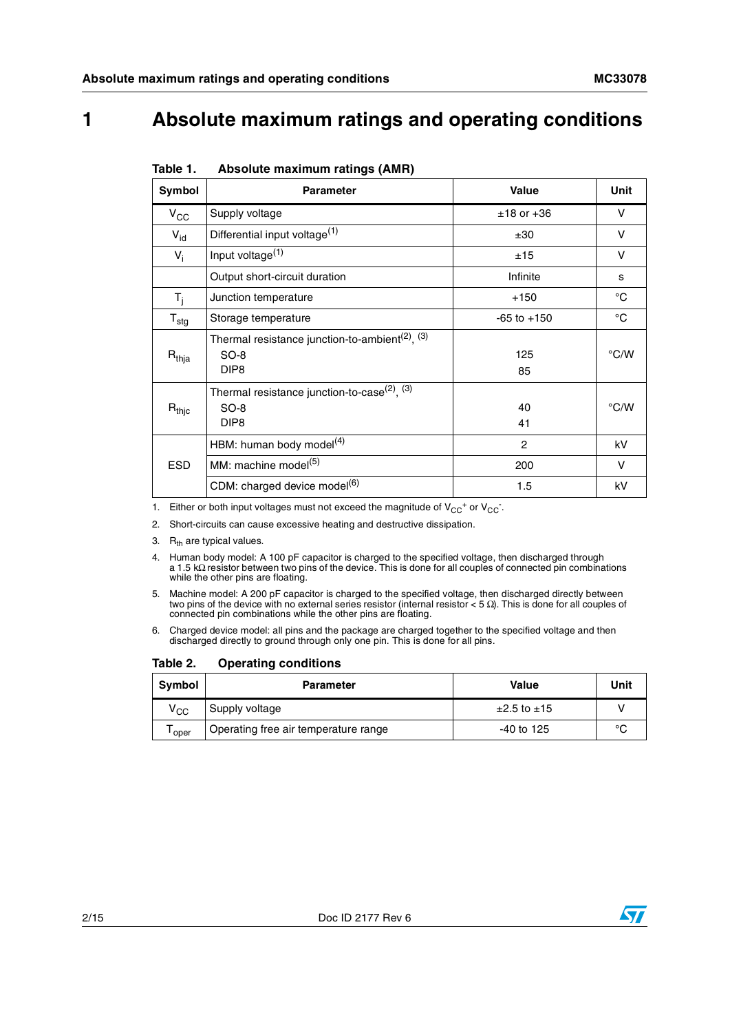# 1 Absolute maximum ratings and operating conditions

**Table 1. Absolute maximum ratings (AMR)**

| Symbol | Parameter | Value | Unit |
|---|---|---|---|
| $V_{CC}$ | Supply voltage | ±18 or +36 | V |
| $V_{id}$ | Differential input voltage[1] | ±30 | V |
| $V_i$ | Input voltage[1] | ±15 | V |
| | Output short-circuit duration | Infinite | s |
| $T_j$ | Junction temperature | +150 | °C |
| $T_{stg}$ | Storage temperature | -65 to +150 | °C |
| $R_{thja}$ | Thermal resistance junction-to-ambient[2], [3]<br>SO-8<br>DIP8 | <br>125<br>85 | °C/W |
| $R_{thjc}$ | Thermal resistance junction-to-case[2], [3]<br>SO-8<br>DIP8 | <br>40<br>41 | °C/W |
| ESD | HBM: human body model[4] | 2 | kV |
| | MM: machine model[5] | 200 | V |
| | CDM: charged device model[6] | 1.5 | kV |

1. Either or both input voltages must not exceed the magnitude of $V_{CC}^+$ or $V_{CC}^-$.
2. Short-circuits can cause excessive heating and destructive dissipation.
3. $R_{th}$ are typical values.
4. Human body model: A 100 pF capacitor is charged to the specified voltage, then discharged through a 1.5 kΩ resistor between two pins of the device. This is done for all couples of connected pin combinations while the other pins are floating.
5. Machine model: A 200 pF capacitor is charged to the specified voltage, then discharged directly between two pins of the device with no external series resistor (internal resistor < 5 Ω). This is done for all couples of connected pin combinations while the other pins are floating.
6. Charged device model: all pins and the package are charged together to the specified voltage and then discharged directly to ground through only one pin. This is done for all pins.

**Table 2. Operating conditions**

| Symbol | Parameter | Value | Unit |
|---|---|---|---|
| $V_{CC}$ | Supply voltage | ±2.5 to ±15 | V |
| $T_{oper}$ | Operating free air temperature range | -40 to 125 | °C |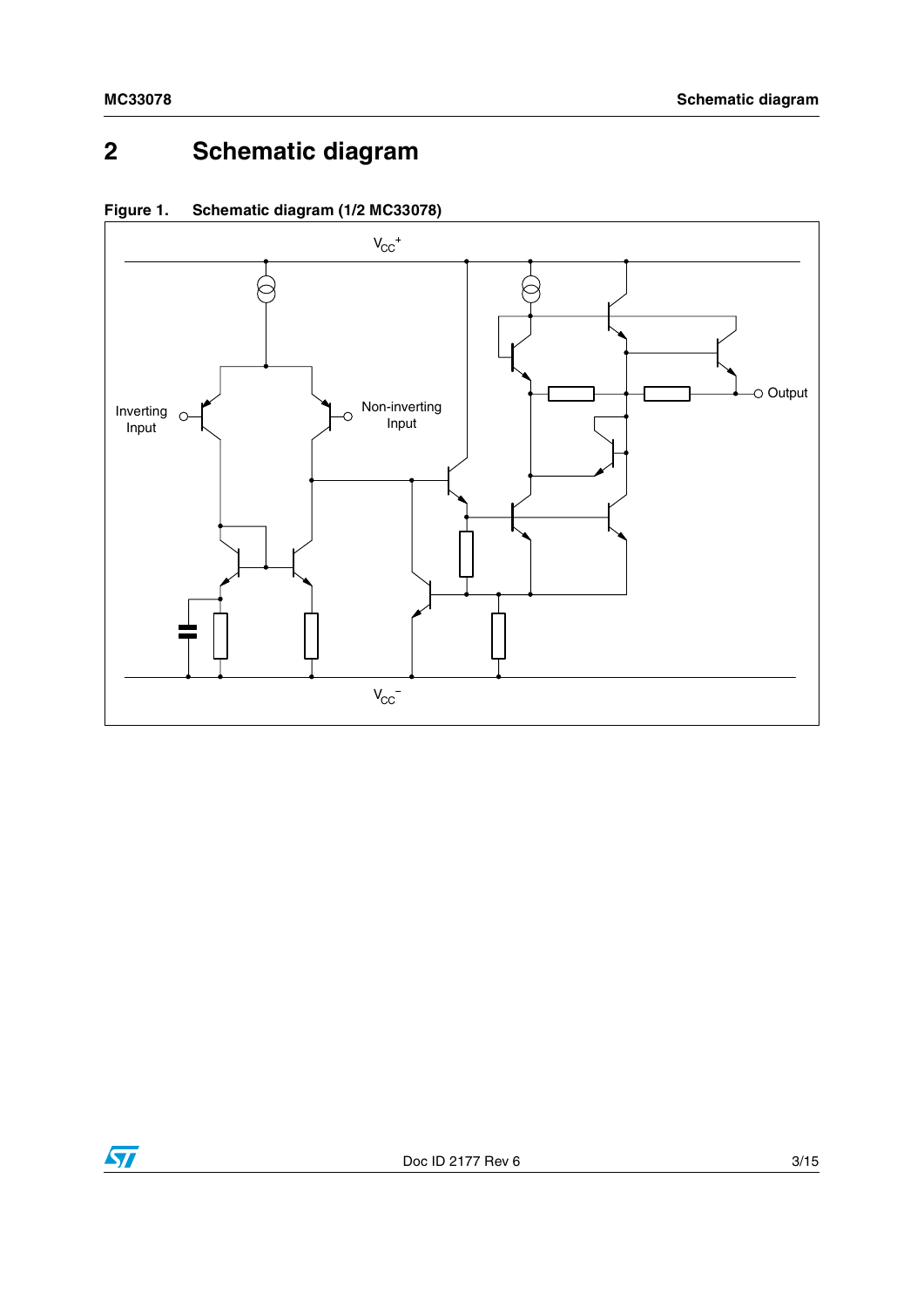# 2 Schematic diagram

**Figure 1. Schematic diagram (1/2 MC33078)**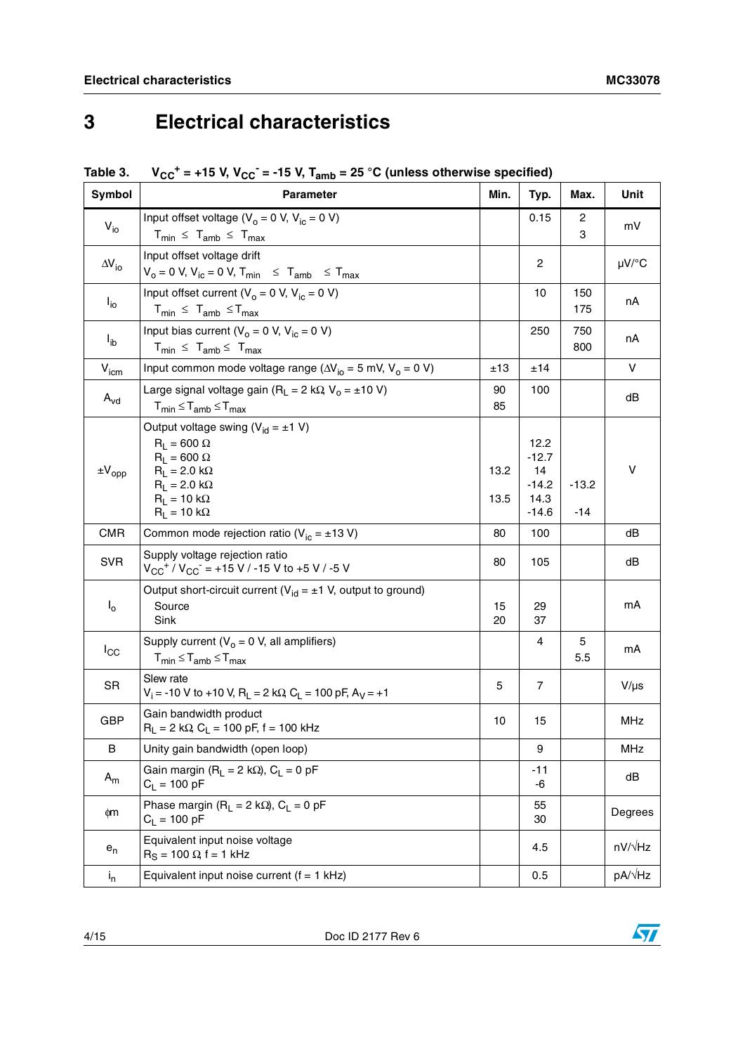# 3 Electrical characteristics

**Table 3. $V_{CC}^+ = +15$ V, $V_{CC}^- = -15$ V, $T_{amb} = 25$ °C (unless otherwise specified)**

| Symbol | Parameter | Min. | Typ. | Max. | Unit |
|---|---|---|---|---|---|
| $V_{io}$ | Input offset voltage ($V_o = 0$ V, $V_{ic} = 0$ V)<br>$T_{min} \leq T_{amb} \leq T_{max}$ | | 0.15 | 2<br>3 | mV |
| $\Delta V_{io}$ | Input offset voltage drift<br>$V_o = 0$ V, $V_{ic} = 0$ V, $T_{min} \leq T_{amb} \leq T_{max}$ | | 2 | | µV/°C |
| $I_{io}$ | Input offset current ($V_o = 0$ V, $V_{ic} = 0$ V)<br>$T_{min} \leq T_{amb} \leq T_{max}$ | | 10 | 150<br>175 | nA |
| $I_{ib}$ | Input bias current ($V_o = 0$ V, $V_{ic} = 0$ V)<br>$T_{min} \leq T_{amb} \leq T_{max}$ | | 250 | 750<br>800 | nA |
| $V_{icm}$ | Input common mode voltage range ($\Delta V_{io} = 5$ mV, $V_o = 0$ V) | ±13 | ±14 | | V |
| $A_{vd}$ | Large signal voltage gain ($R_L = 2$ kΩ, $V_o = \pm 10$ V)<br>$T_{min} \leq T_{amb} \leq T_{max}$ | 90<br>85 | 100 | | dB |
| $\pm V_{opp}$ | Output voltage swing ($V_{id} = \pm 1$ V)<br>$R_L = 600$ Ω<br>$R_L = 600$ Ω<br>$R_L = 2.0$ kΩ<br>$R_L = 2.0$ kΩ<br>$R_L = 10$ kΩ<br>$R_L = 10$ kΩ | <br><br><br>13.2<br><br>13.5<br> | <br>12.2<br>-12.7<br>14<br>-14.2<br>14.3<br>-14.6 | <br><br><br><br>-13.2<br><br>-14 | V |
| CMR | Common mode rejection ratio ($V_{ic} = \pm 13$ V) | 80 | 100 | | dB |
| SVR | Supply voltage rejection ratio<br>$V_{CC}^+ / V_{CC}^- = +15$ V / -15 V to +5 V / -5 V | 80 | 105 | | dB |
| $I_o$ | Output short-circuit current ($V_{id} = \pm 1$ V, output to ground)<br>Source<br>Sink | <br>15<br>20 | <br>29<br>37 | | mA |
| $I_{CC}$ | Supply current ($V_o = 0$ V, all amplifiers)<br>$T_{min} \leq T_{amb} \leq T_{max}$ | | 4 | 5<br>5.5 | mA |
| SR | Slew rate<br>$V_i = -10$ V to +10 V, $R_L = 2$ kΩ, $C_L = 100$ pF, $A_V = +1$ | 5 | 7 | | V/µs |
| GBP | Gain bandwidth product<br>$R_L = 2$ kΩ, $C_L = 100$ pF, f = 100 kHz | 10 | 15 | | MHz |
| B | Unity gain bandwidth (open loop) | | 9 | | MHz |
| $A_m$ | Gain margin ($R_L = 2$ kΩ), $C_L = 0$ pF<br>$C_L = 100$ pF | | -11<br>-6 | | dB |
| $\phi m$ | Phase margin ($R_L = 2$ kΩ), $C_L = 0$ pF<br>$C_L = 100$ pF | | 55<br>30 | | Degrees |
| $e_n$ | Equivalent input noise voltage<br>$R_S = 100$ Ω, f = 1 kHz | | 4.5 | | nV/√Hz |
| $i_n$ | Equivalent input noise current (f = 1 kHz) | | 0.5 | | pA/√Hz |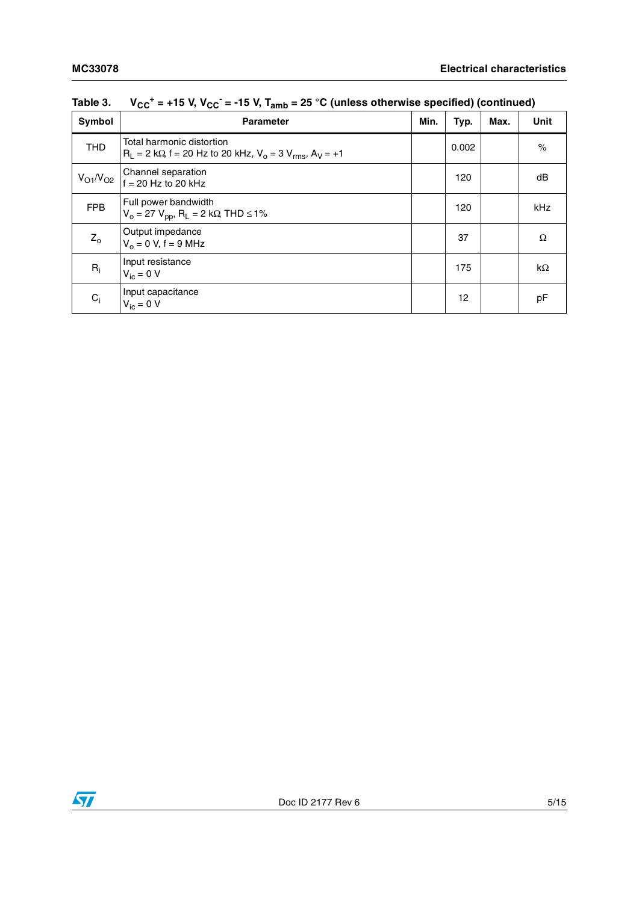Table 3. $V_{CC}^+ = +15$ V, $V_{CC}^- = -15$ V, $T_{amb} = 25$ °C (unless otherwise specified) (continued)

| Symbol | Parameter | Min. | Typ. | Max. | Unit |
|---|---|---|---|---|---|
| THD | Total harmonic distortion<br>$R_L = 2$ kΩ, f = 20 Hz to 20 kHz, $V_o = 3$ $V_{rms}$, $A_V = +1$ | | 0.002 | | % |
| $V_{O1}/V_{O2}$ | Channel separation<br>f = 20 Hz to 20 kHz | | 120 | | dB |
| FPB | Full power bandwidth<br>$V_o = 27$ $V_{pp}$, $R_L = 2$ kΩ THD ≤ 1% | | 120 | | kHz |
| $Z_o$ | Output impedance<br>$V_o = 0$ V, f = 9 MHz | | 37 | | Ω |
| $R_i$ | Input resistance<br>$V_{ic} = 0$ V | | 175 | | kΩ |
| $C_i$ | Input capacitance<br>$V_{ic} = 0$ V | | 12 | | pF |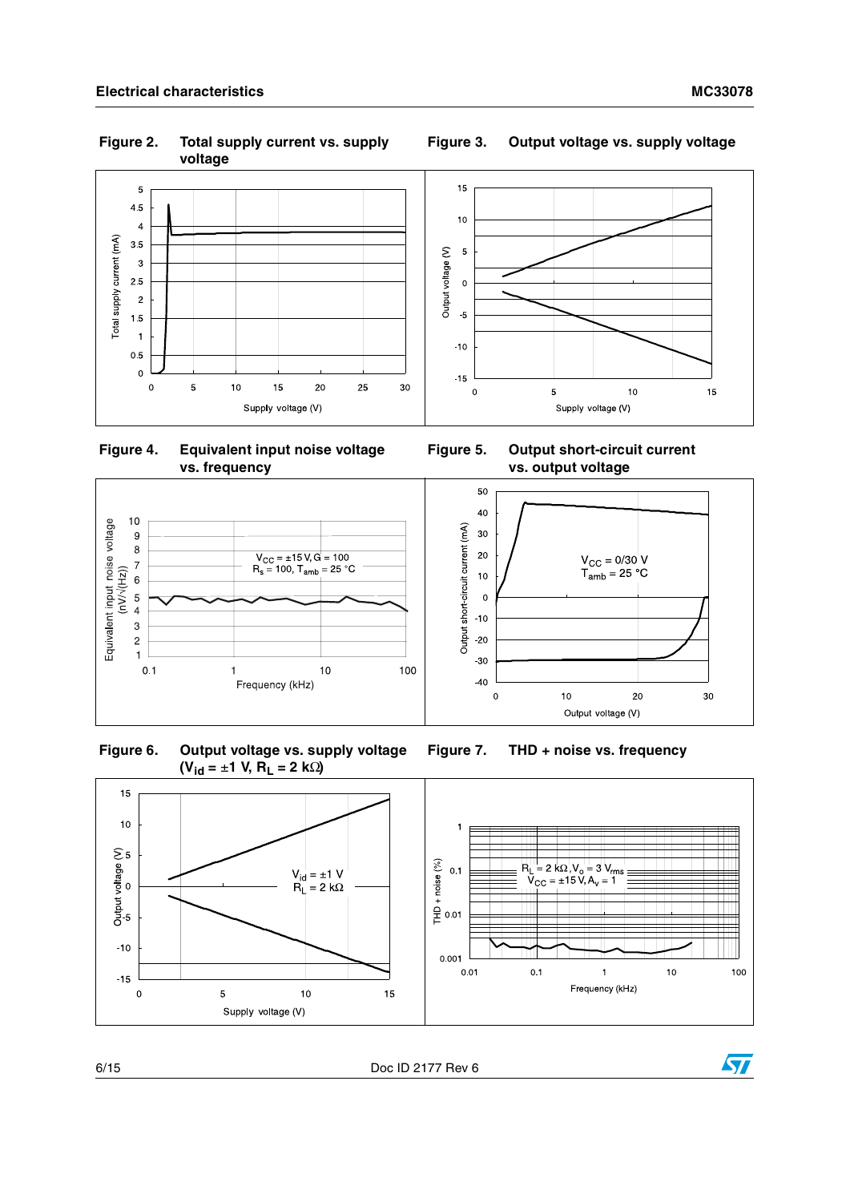**Figure 2. Total supply current vs. supply voltage**

**Figure 3. Output voltage vs. supply voltage**

**Figure 4. Equivalent input noise voltage vs. frequency**

$V_{CC} = \pm 15$ V, G = 100
$R_s = 100$, $T_{amb} = 25$ °C

**Figure 5. Output short-circuit current vs. output voltage**

$V_{CC} = 0/30$ V
$T_{amb} = 25$ °C

**Figure 6. Output voltage vs. supply voltage ($V_{id} = \pm 1$ V, $R_L = 2$ kΩ)**

$V_{id} = \pm 1$ V
$R_L = 2$ kΩ

**Figure 7. THD + noise vs. frequency**

$R_L = 2$ kΩ, $V_o = 3$ $V_{rms}$
$V_{CC} = \pm 15$ V, $A_v = 1$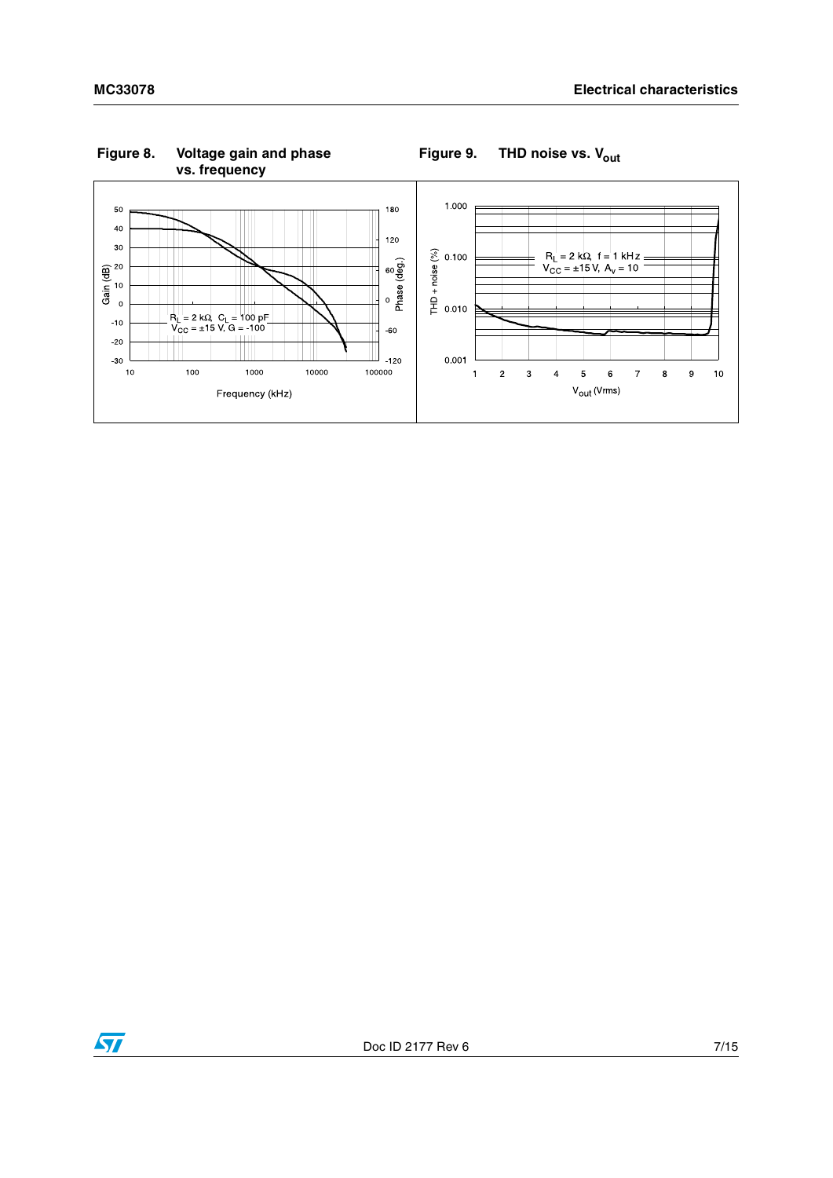**Figure 8. Voltage gain and phase vs. frequency**

**Figure 9. THD noise vs. $V_{out}$**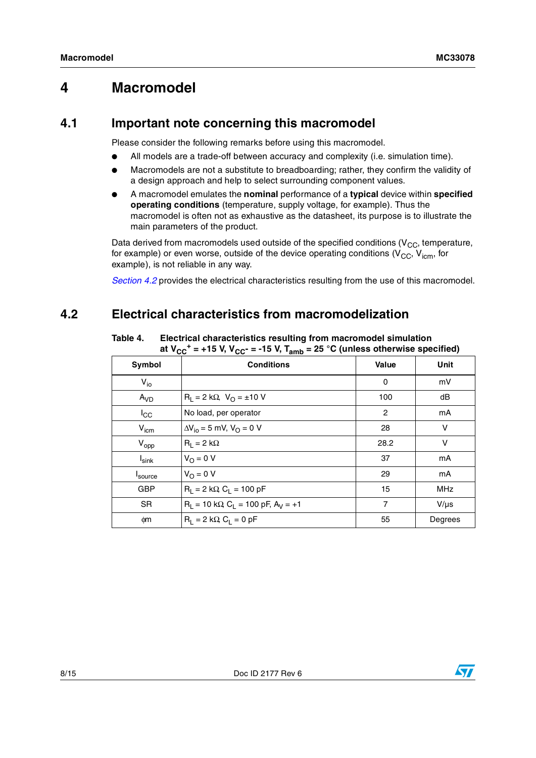# 4 Macromodel

## 4.1 Important note concerning this macromodel

Please consider the following remarks before using this macromodel.

- All models are a trade-off between accuracy and complexity (i.e. simulation time).
- Macromodels are not a substitute to breadboarding; rather, they confirm the validity of a design approach and help to select surrounding component values.
- A macromodel emulates the **nominal** performance of a **typical** device within **specified operating conditions** (temperature, supply voltage, for example). Thus the macromodel is often not as exhaustive as the datasheet, its purpose is to illustrate the main parameters of the product.

Data derived from macromodels used outside of the specified conditions ($V_{CC}$, temperature, for example) or even worse, outside of the device operating conditions ($V_{CC}$, $V_{icm}$, for example), is not reliable in any way.

*Section 4.2* provides the electrical characteristics resulting from the use of this macromodel.

## 4.2 Electrical characteristics from macromodelization

**Table 4. Electrical characteristics resulting from macromodel simulation at $V_{CC}^+ = +15$ V, $V_{CC}^- = -15$ V, $T_{amb} = 25$ °C (unless otherwise specified)**

| Symbol | Conditions | Value | Unit |
|---|---|---|---|
| $V_{io}$ | | 0 | mV |
| $A_{VD}$ | $R_L = 2$ kΩ, $V_O = \pm 10$ V | 100 | dB |
| $I_{CC}$ | No load, per operator | 2 | mA |
| $V_{icm}$ | $\Delta V_{io} = 5$ mV, $V_O = 0$ V | 28 | V |
| $V_{opp}$ | $R_L = 2$ kΩ | 28.2 | V |
| $I_{sink}$ | $V_O = 0$ V | 37 | mA |
| $I_{source}$ | $V_O = 0$ V | 29 | mA |
| GBP | $R_L = 2$ kΩ, $C_L = 100$ pF | 15 | MHz |
| SR | $R_L = 10$ kΩ, $C_L = 100$ pF, $A_V = +1$ | 7 | V/µs |
| $\phi m$ | $R_L = 2$ kΩ, $C_L = 0$ pF | 55 | Degrees |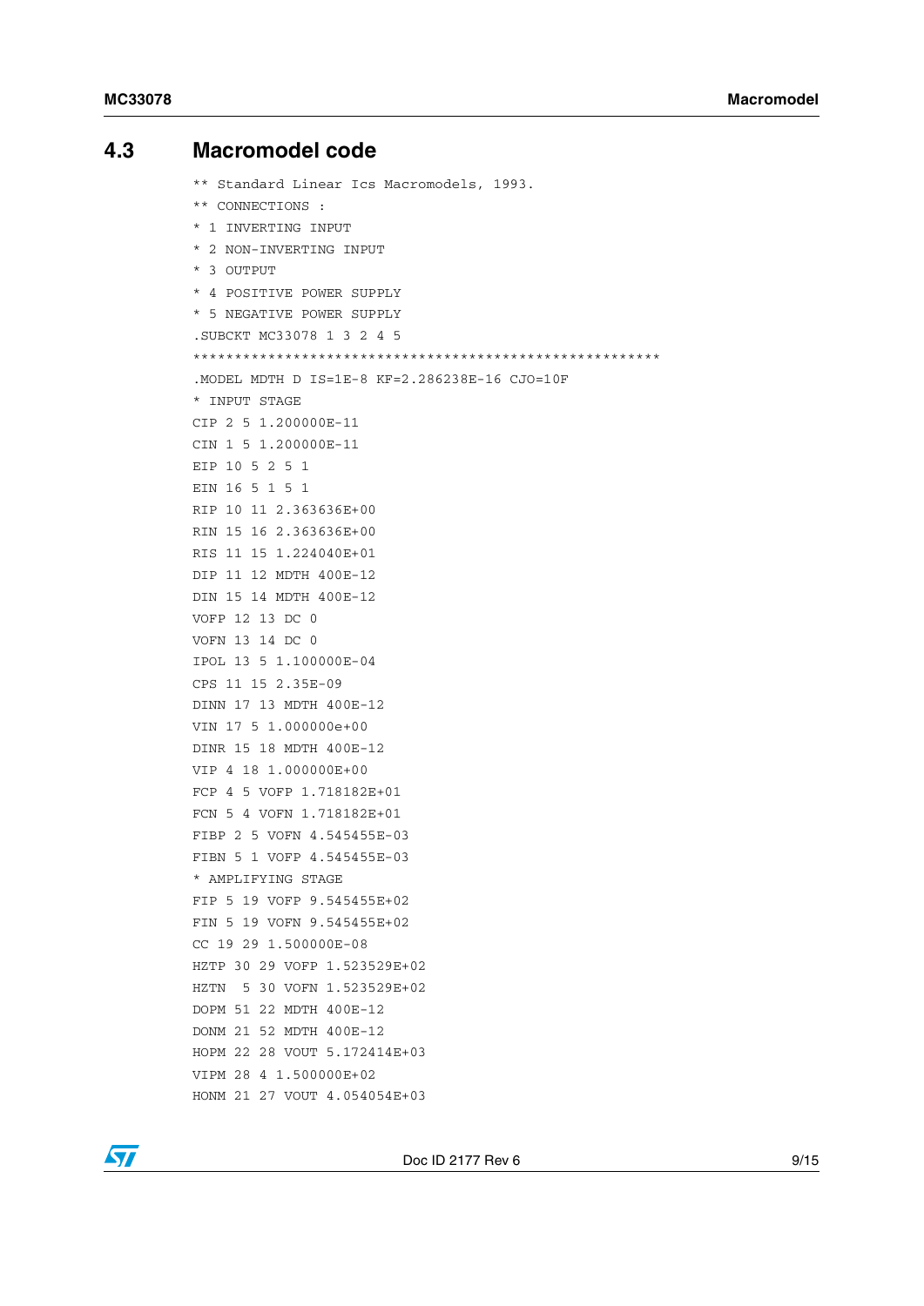## 4.3 Macromodel code

```
** Standard Linear Ics Macromodels, 1993.
** CONNECTIONS :
* 1 INVERTING INPUT
* 2 NON-INVERTING INPUT
* 3 OUTPUT
* 4 POSITIVE POWER SUPPLY
* 5 NEGATIVE POWER SUPPLY
.SUBCKT MC33078 1 3 2 4 5
*********************************************************
.MODEL MDTH D IS=1E-8 KF=2.286238E-16 CJO=10F
* INPUT STAGE
CIP 2 5 1.200000E-11
CIN 1 5 1.200000E-11
EIP 10 5 2 5 1
EIN 16 5 1 5 1
RIP 10 11 2.363636E+00
RIN 15 16 2.363636E+00
RIS 11 15 1.224040E+01
DIP 11 12 MDTH 400E-12
DIN 15 14 MDTH 400E-12
VOFP 12 13 DC 0
VOFN 13 14 DC 0
IPOL 13 5 1.100000E-04
CPS 11 15 2.35E-09
DINN 17 13 MDTH 400E-12
VIN 17 5 1.000000e+00
DINR 15 18 MDTH 400E-12
VIP 4 18 1.000000E+00
FCP 4 5 VOFP 1.718182E+01
FCN 5 4 VOFN 1.718182E+01
FIBP 2 5 VOFN 4.545455E-03
FIBN 5 1 VOFP 4.545455E-03
* AMPLIFYING STAGE
FIP 5 19 VOFP 9.545455E+02
FIN 5 19 VOFN 9.545455E+02
CC 19 29 1.500000E-08
HZTP 30 29 VOFP 1.523529E+02
HZTN  5 30 VOFN 1.523529E+02
DOPM 51 22 MDTH 400E-12
DONM 21 52 MDTH 400E-12
HOPM 22 28 VOUT 5.172414E+03
VIPM 28 4 1.500000E+02
HONM 21 27 VOUT 4.054054E+03
```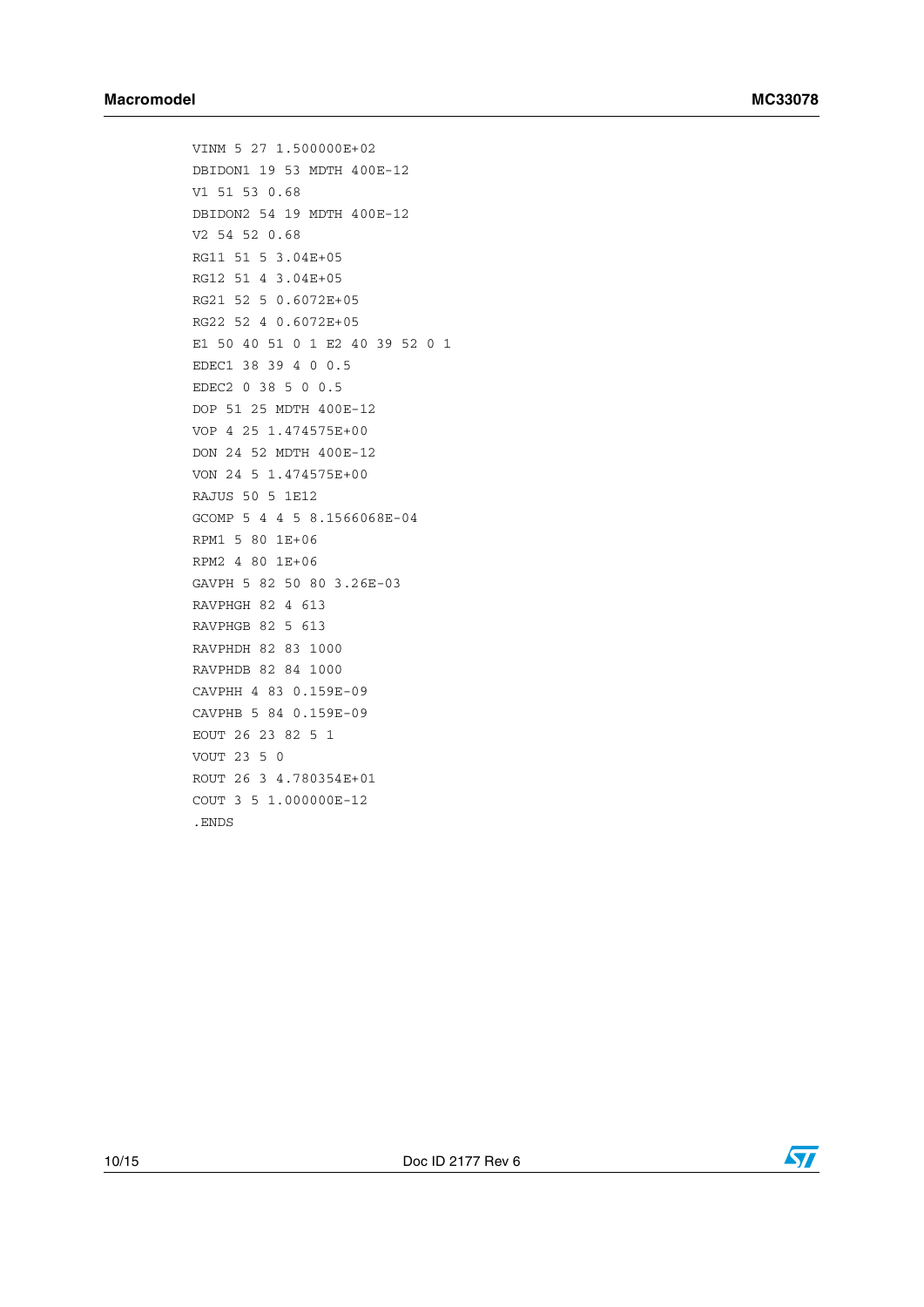```
VINM 5 27 1.500000E+02
DBIDON1 19 53 MDTH 400E-12
V1 51 53 0.68
DBIDON2 54 19 MDTH 400E-12
V2 54 52 0.68
RG11 51 5 3.04E+05
RG12 51 4 3.04E+05
RG21 52 5 0.6072E+05
RG22 52 4 0.6072E+05
E1 50 40 51 0 1 E2 40 39 52 0 1
EDEC1 38 39 4 0 0.5
EDEC2 0 38 5 0 0.5
DOP 51 25 MDTH 400E-12
VOP 4 25 1.474575E+00
DON 24 52 MDTH 400E-12
VON 24 5 1.474575E+00
RAJUS 50 5 1E12
GCOMP 5 4 4 5 8.1566068E-04
RPM1 5 80 1E+06
RPM2 4 80 1E+06
GAVPH 5 82 50 80 3.26E-03
RAVPHGH 82 4 613
RAVPHGB 82 5 613
RAVPHDH 82 83 1000
RAVPHDB 82 84 1000
CAVPHH 4 83 0.159E-09
CAVPHB 5 84 0.159E-09
EOUT 26 23 82 5 1
VOUT 23 5 0
ROUT 26 3 4.780354E+01
COUT 3 5 1.000000E-12
.ENDS
```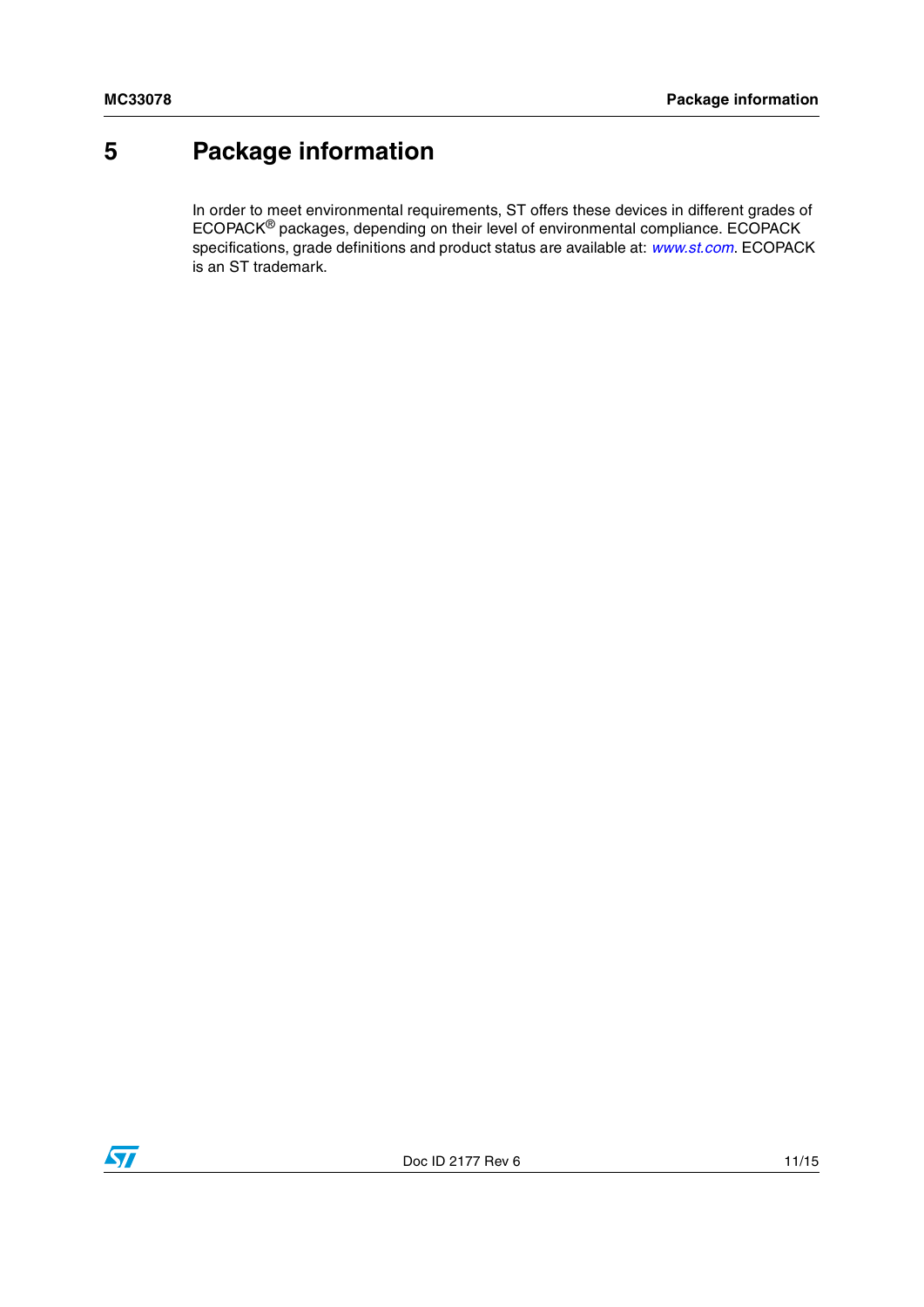# 5 Package information

In order to meet environmental requirements, ST offers these devices in different grades of ECOPACK® packages, depending on their level of environmental compliance. ECOPACK specifications, grade definitions and product status are available at: *www.st.com*. ECOPACK is an ST trademark.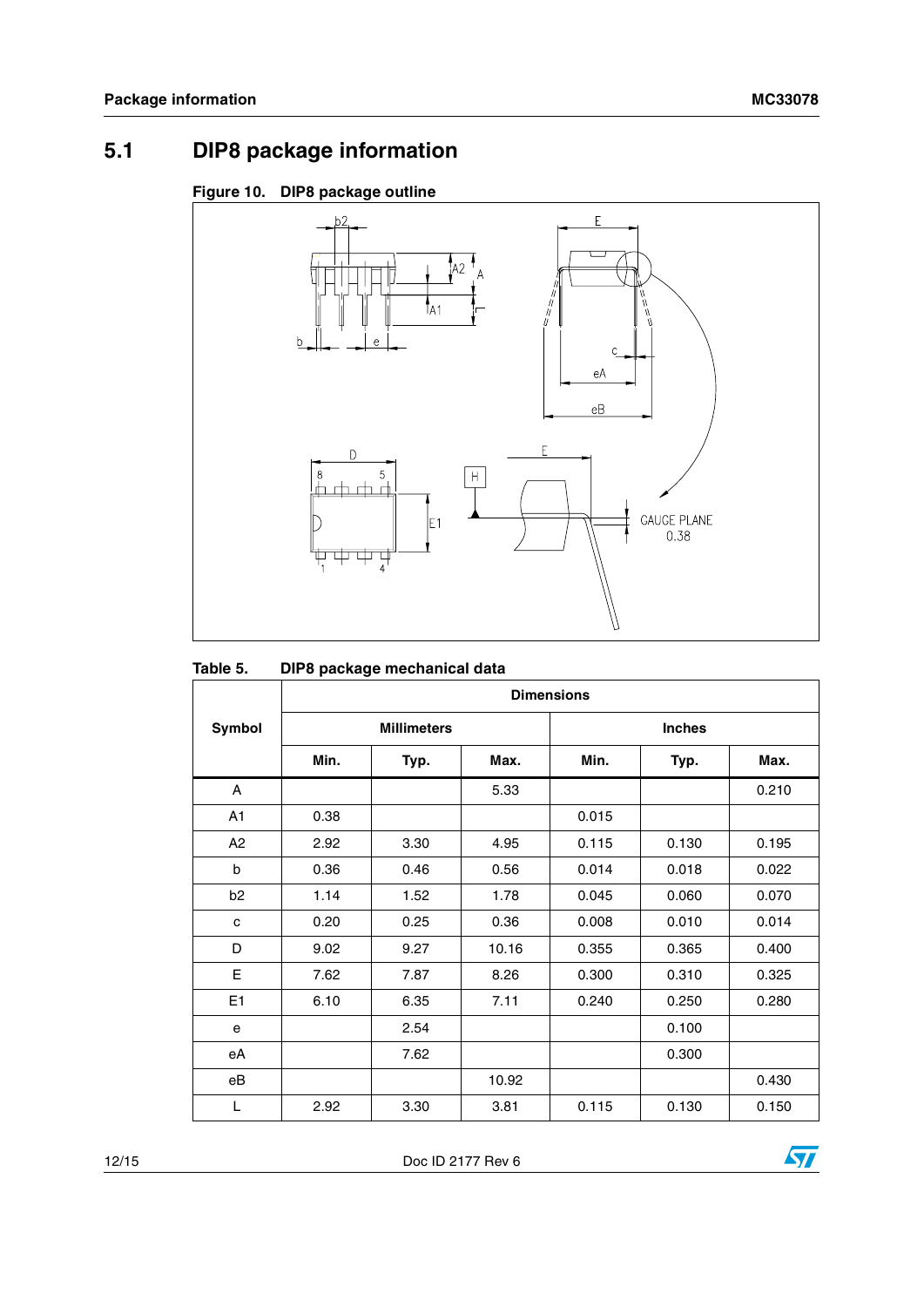## 5.1 DIP8 package information

**Figure 10. DIP8 package outline**

**Table 5. DIP8 package mechanical data**

| Symbol | Dimensions | | | | | |
|---|---|---|---|---|---|---|
| | Millimeters | | | Inches | | |
| | Min. | Typ. | Max. | Min. | Typ. | Max. |
| A | | | 5.33 | | | 0.210 |
| A1 | 0.38 | | | 0.015 | | |
| A2 | 2.92 | 3.30 | 4.95 | 0.115 | 0.130 | 0.195 |
| b | 0.36 | 0.46 | 0.56 | 0.014 | 0.018 | 0.022 |
| b2 | 1.14 | 1.52 | 1.78 | 0.045 | 0.060 | 0.070 |
| c | 0.20 | 0.25 | 0.36 | 0.008 | 0.010 | 0.014 |
| D | 9.02 | 9.27 | 10.16 | 0.355 | 0.365 | 0.400 |
| E | 7.62 | 7.87 | 8.26 | 0.300 | 0.310 | 0.325 |
| E1 | 6.10 | 6.35 | 7.11 | 0.240 | 0.250 | 0.280 |
| e | | 2.54 | | | 0.100 | |
| eA | | 7.62 | | | 0.300 | |
| eB | | | 10.92 | | | 0.430 |
| L | 2.92 | 3.30 | 3.81 | 0.115 | 0.130 | 0.150 |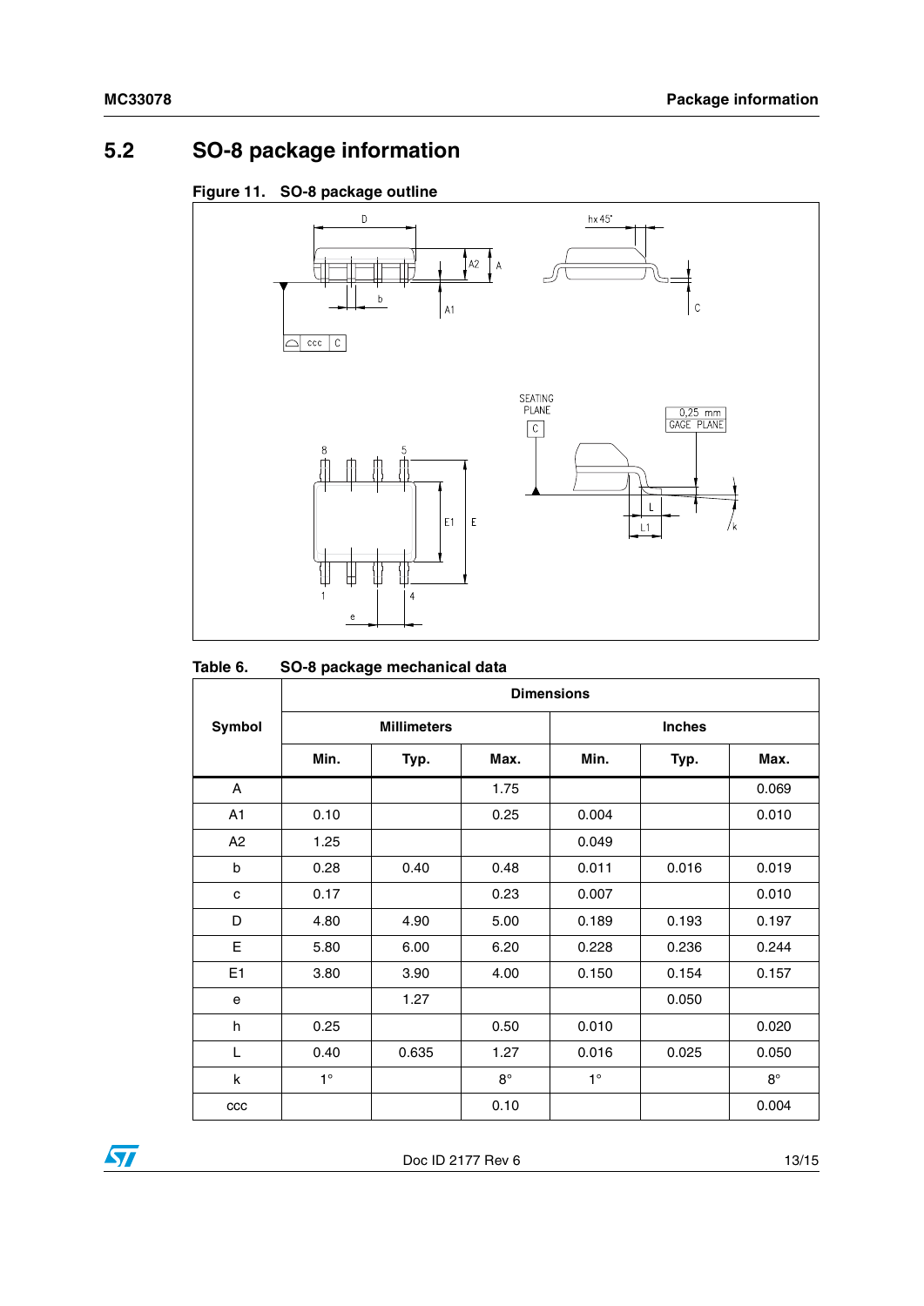## 5.2 SO-8 package information

**Figure 11. SO-8 package outline**

**Table 6. SO-8 package mechanical data**

| Symbol | Dimensions | | | | | |
|---|---|---|---|---|---|---|
| | Millimeters | | | Inches | | |
| | Min. | Typ. | Max. | Min. | Typ. | Max. |
| A | | | 1.75 | | | 0.069 |
| A1 | 0.10 | | 0.25 | 0.004 | | 0.010 |
| A2 | 1.25 | | | 0.049 | | |
| b | 0.28 | 0.40 | 0.48 | 0.011 | 0.016 | 0.019 |
| c | 0.17 | | 0.23 | 0.007 | | 0.010 |
| D | 4.80 | 4.90 | 5.00 | 0.189 | 0.193 | 0.197 |
| E | 5.80 | 6.00 | 6.20 | 0.228 | 0.236 | 0.244 |
| E1 | 3.80 | 3.90 | 4.00 | 0.150 | 0.154 | 0.157 |
| e | | 1.27 | | | 0.050 | |
| h | 0.25 | | 0.50 | 0.010 | | 0.020 |
| L | 0.40 | 0.635 | 1.27 | 0.016 | 0.025 | 0.050 |
| k | 1° | | 8° | 1° | | 8° |
| ccc | | | 0.10 | | | 0.004 |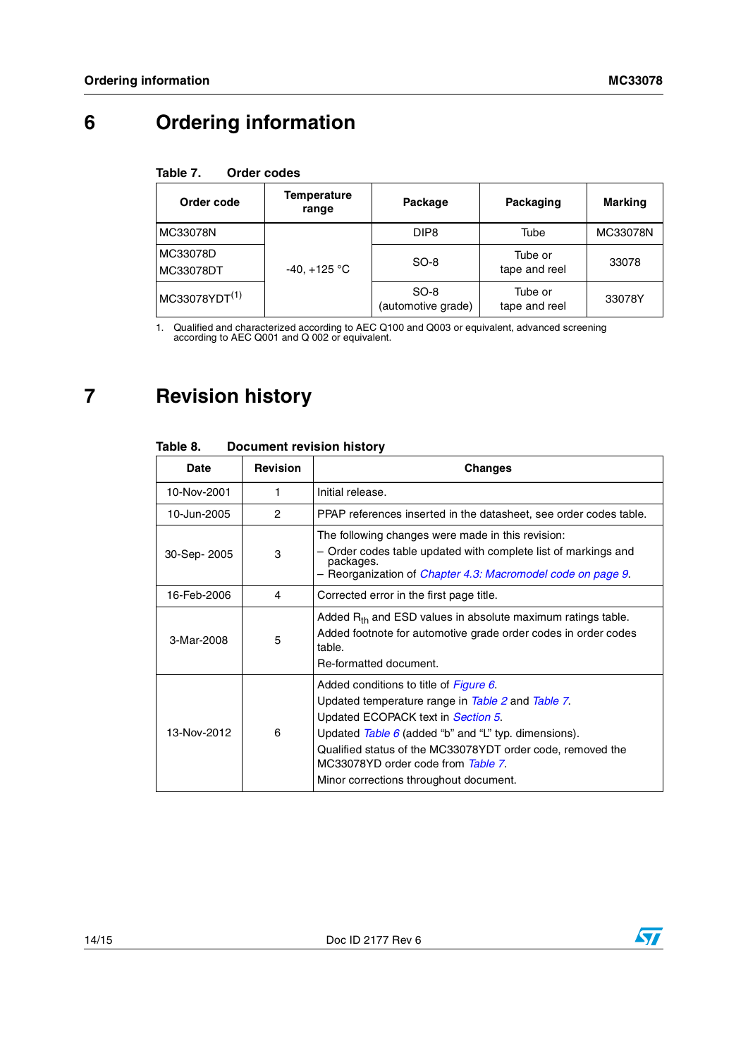# 6 Ordering information

**Table 7. Order codes**

| Order code | Temperature range | Package | Packaging | Marking |
|---|---|---|---|---|
| MC33078N | -40, +125 °C | DIP8 | Tube | MC33078N |
| MC33078D<br>MC33078DT | | SO-8 | Tube or<br>tape and reel | 33078 |
| MC33078YDT[(1)] | | SO-8<br>(automotive grade) | Tube or<br>tape and reel | 33078Y |

1. Qualified and characterized according to AEC Q100 and Q003 or equivalent, advanced screening according to AEC Q001 and Q 002 or equivalent.

# 7 Revision history

**Table 8. Document revision history**

| Date | Revision | Changes |
|---|---|---|
| 10-Nov-2001 | 1 | Initial release. |
| 10-Jun-2005 | 2 | PPAP references inserted in the datasheet, see order codes table. |
| 30-Sep- 2005 | 3 | The following changes were made in this revision:<br>– Order codes table updated with complete list of markings and packages.<br>– Reorganization of *Chapter 4.3: Macromodel code on page 9*. |
| 16-Feb-2006 | 4 | Corrected error in the first page title. |
| 3-Mar-2008 | 5 | Added $R_{th}$ and ESD values in absolute maximum ratings table.<br>Added footnote for automotive grade order codes in order codes table.<br>Re-formatted document. |
| 13-Nov-2012 | 6 | Added conditions to title of *Figure 6*.<br>Updated temperature range in *Table 2* and *Table 7*.<br>Updated ECOPACK text in *Section 5*.<br>Updated *Table 6* (added “b” and “L” typ. dimensions).<br>Qualified status of the MC33078YDT order code, removed the MC33078YD order code from *Table 7*.<br>Minor corrections throughout document. |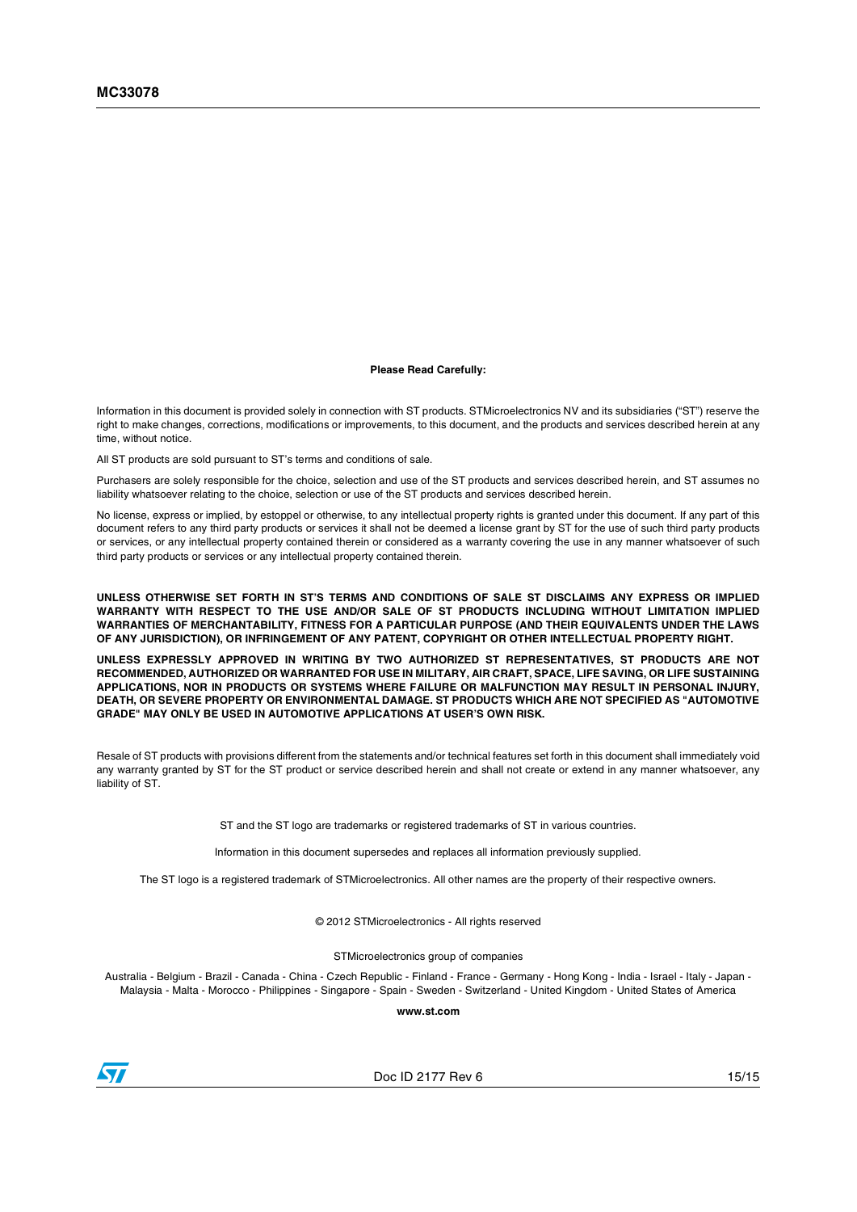**Please Read Carefully:**

Information in this document is provided solely in connection with ST products. STMicroelectronics NV and its subsidiaries (“ST”) reserve the right to make changes, corrections, modifications or improvements, to this document, and the products and services described herein at any time, without notice.

All ST products are sold pursuant to ST’s terms and conditions of sale.

Purchasers are solely responsible for the choice, selection and use of the ST products and services described herein, and ST assumes no liability whatsoever relating to the choice, selection or use of the ST products and services described herein.

No license, express or implied, by estoppel or otherwise, to any intellectual property rights is granted under this document. If any part of this document refers to any third party products or services it shall not be deemed a license grant by ST for the use of such third party products or services, or any intellectual property contained therein or considered as a warranty covering the use in any manner whatsoever of such third party products or services or any intellectual property contained therein.

**UNLESS OTHERWISE SET FORTH IN ST’S TERMS AND CONDITIONS OF SALE ST DISCLAIMS ANY EXPRESS OR IMPLIED WARRANTY WITH RESPECT TO THE USE AND/OR SALE OF ST PRODUCTS INCLUDING WITHOUT LIMITATION IMPLIED WARRANTIES OF MERCHANTABILITY, FITNESS FOR A PARTICULAR PURPOSE (AND THEIR EQUIVALENTS UNDER THE LAWS OF ANY JURISDICTION), OR INFRINGEMENT OF ANY PATENT, COPYRIGHT OR OTHER INTELLECTUAL PROPERTY RIGHT.**

**UNLESS EXPRESSLY APPROVED IN WRITING BY TWO AUTHORIZED ST REPRESENTATIVES, ST PRODUCTS ARE NOT RECOMMENDED, AUTHORIZED OR WARRANTED FOR USE IN MILITARY, AIR CRAFT, SPACE, LIFE SAVING, OR LIFE SUSTAINING APPLICATIONS, NOR IN PRODUCTS OR SYSTEMS WHERE FAILURE OR MALFUNCTION MAY RESULT IN PERSONAL INJURY, DEATH, OR SEVERE PROPERTY OR ENVIRONMENTAL DAMAGE. ST PRODUCTS WHICH ARE NOT SPECIFIED AS "AUTOMOTIVE GRADE" MAY ONLY BE USED IN AUTOMOTIVE APPLICATIONS AT USER’S OWN RISK.**

Resale of ST products with provisions different from the statements and/or technical features set forth in this document shall immediately void any warranty granted by ST for the ST product or service described herein and shall not create or extend in any manner whatsoever, any liability of ST.

ST and the ST logo are trademarks or registered trademarks of ST in various countries.

Information in this document supersedes and replaces all information previously supplied.

The ST logo is a registered trademark of STMicroelectronics. All other names are the property of their respective owners.

© 2012 STMicroelectronics - All rights reserved

STMicroelectronics group of companies

Australia - Belgium - Brazil - Canada - China - Czech Republic - Finland - France - Germany - Hong Kong - India - Israel - Italy - Japan - Malaysia - Malta - Morocco - Philippines - Singapore - Spain - Sweden - Switzerland - United Kingdom - United States of America

**www.st.com**